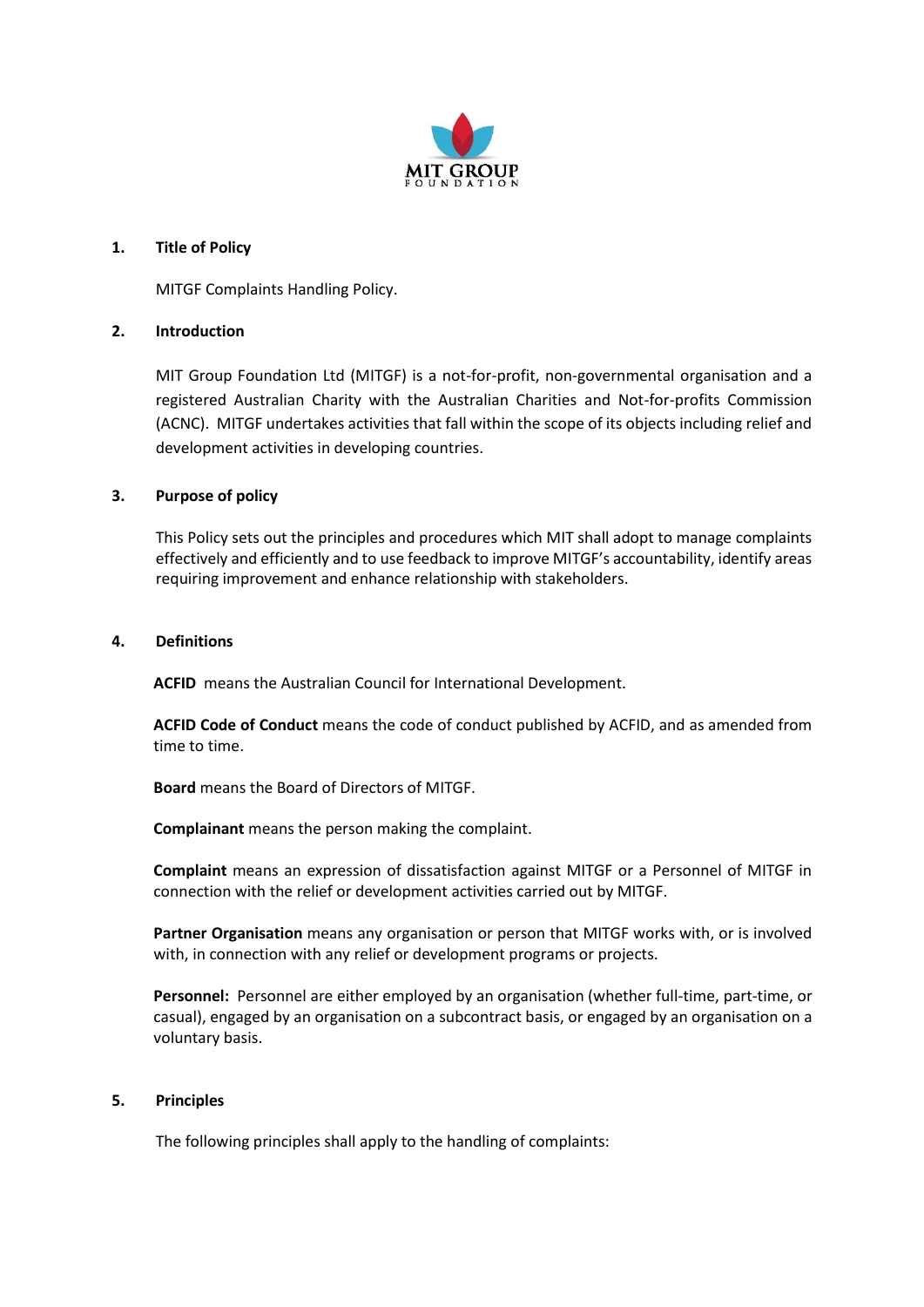MIT GROUP
FOUNDATION

## 1. Title of Policy

MITGF Complaints Handling Policy.

## 2. Introduction

MIT Group Foundation Ltd (MITGF) is a not-for-profit, non-governmental organisation and a registered Australian Charity with the Australian Charities and Not-for-profits Commission (ACNC). MITGF undertakes activities that fall within the scope of its objects including relief and development activities in developing countries.

## 3. Purpose of policy

This Policy sets out the principles and procedures which MIT shall adopt to manage complaints effectively and efficiently and to use feedback to improve MITGF's accountability, identify areas requiring improvement and enhance relationship with stakeholders.

## 4. Definitions

**ACFID** means the Australian Council for International Development.

**ACFID Code of Conduct** means the code of conduct published by ACFID, and as amended from time to time.

**Board** means the Board of Directors of MITGF.

**Complainant** means the person making the complaint.

**Complaint** means an expression of dissatisfaction against MITGF or a Personnel of MITGF in connection with the relief or development activities carried out by MITGF.

**Partner Organisation** means any organisation or person that MITGF works with, or is involved with, in connection with any relief or development programs or projects.

**Personnel:** Personnel are either employed by an organisation (whether full-time, part-time, or casual), engaged by an organisation on a subcontract basis, or engaged by an organisation on a voluntary basis.

## 5. Principles

The following principles shall apply to the handling of complaints: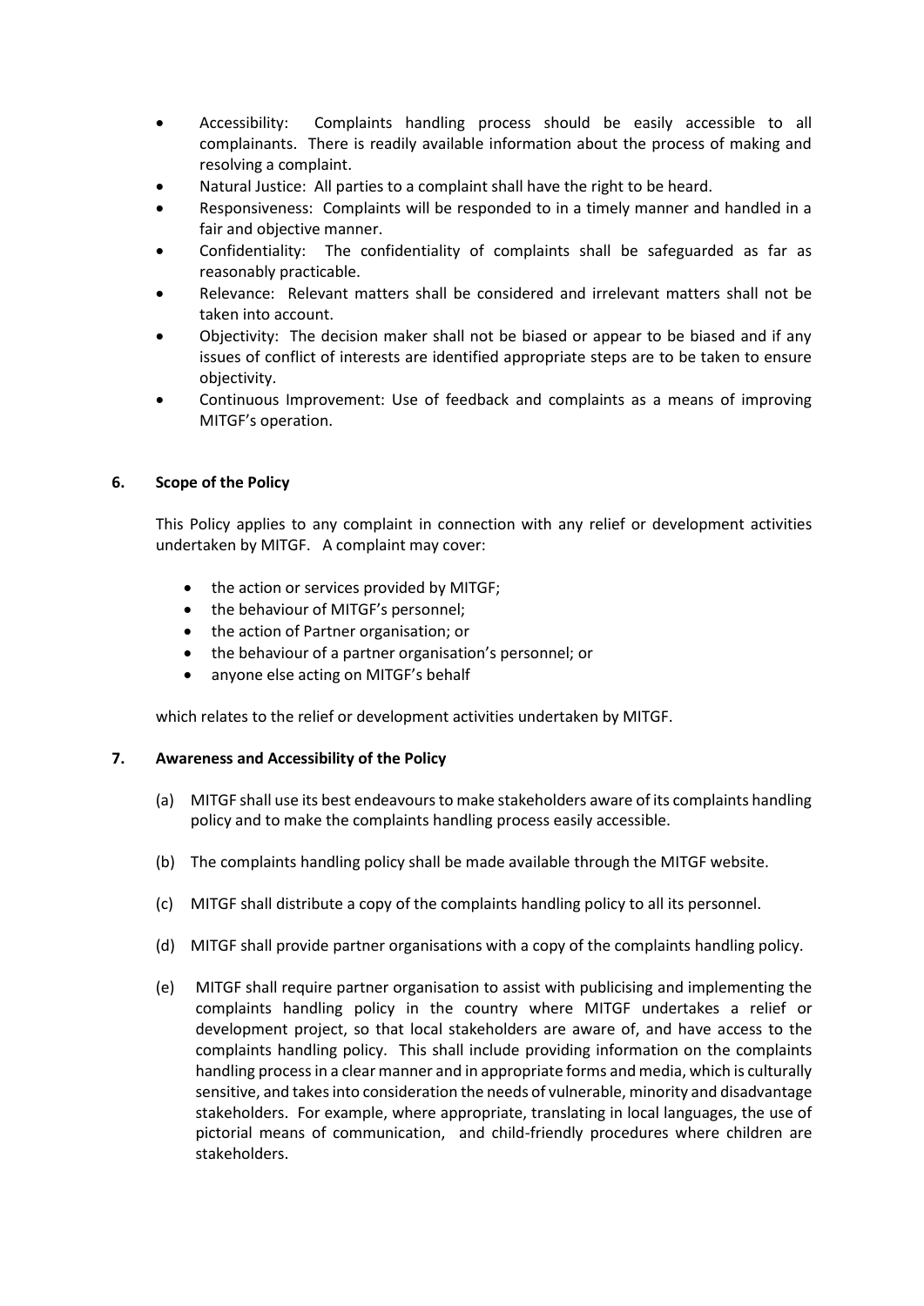- Accessibility: Complaints handling process should be easily accessible to all complainants. There is readily available information about the process of making and resolving a complaint.
- Natural Justice: All parties to a complaint shall have the right to be heard.
- Responsiveness: Complaints will be responded to in a timely manner and handled in a fair and objective manner.
- Confidentiality: The confidentiality of complaints shall be safeguarded as far as reasonably practicable.
- Relevance: Relevant matters shall be considered and irrelevant matters shall not be taken into account.
- Objectivity: The decision maker shall not be biased or appear to be biased and if any issues of conflict of interests are identified appropriate steps are to be taken to ensure objectivity.
- Continuous Improvement: Use of feedback and complaints as a means of improving MITGF's operation.

## 6. Scope of the Policy

This Policy applies to any complaint in connection with any relief or development activities undertaken by MITGF. A complaint may cover:

- the action or services provided by MITGF;
- the behaviour of MITGF's personnel;
- the action of Partner organisation; or
- the behaviour of a partner organisation's personnel; or
- anyone else acting on MITGF's behalf

which relates to the relief or development activities undertaken by MITGF.

## 7. Awareness and Accessibility of the Policy

(a) MITGF shall use its best endeavours to make stakeholders aware of its complaints handling policy and to make the complaints handling process easily accessible.

(b) The complaints handling policy shall be made available through the MITGF website.

(c) MITGF shall distribute a copy of the complaints handling policy to all its personnel.

(d) MITGF shall provide partner organisations with a copy of the complaints handling policy.

(e) MITGF shall require partner organisation to assist with publicising and implementing the complaints handling policy in the country where MITGF undertakes a relief or development project, so that local stakeholders are aware of, and have access to the complaints handling policy. This shall include providing information on the complaints handling process in a clear manner and in appropriate forms and media, which is culturally sensitive, and takes into consideration the needs of vulnerable, minority and disadvantage stakeholders. For example, where appropriate, translating in local languages, the use of pictorial means of communication, and child-friendly procedures where children are stakeholders.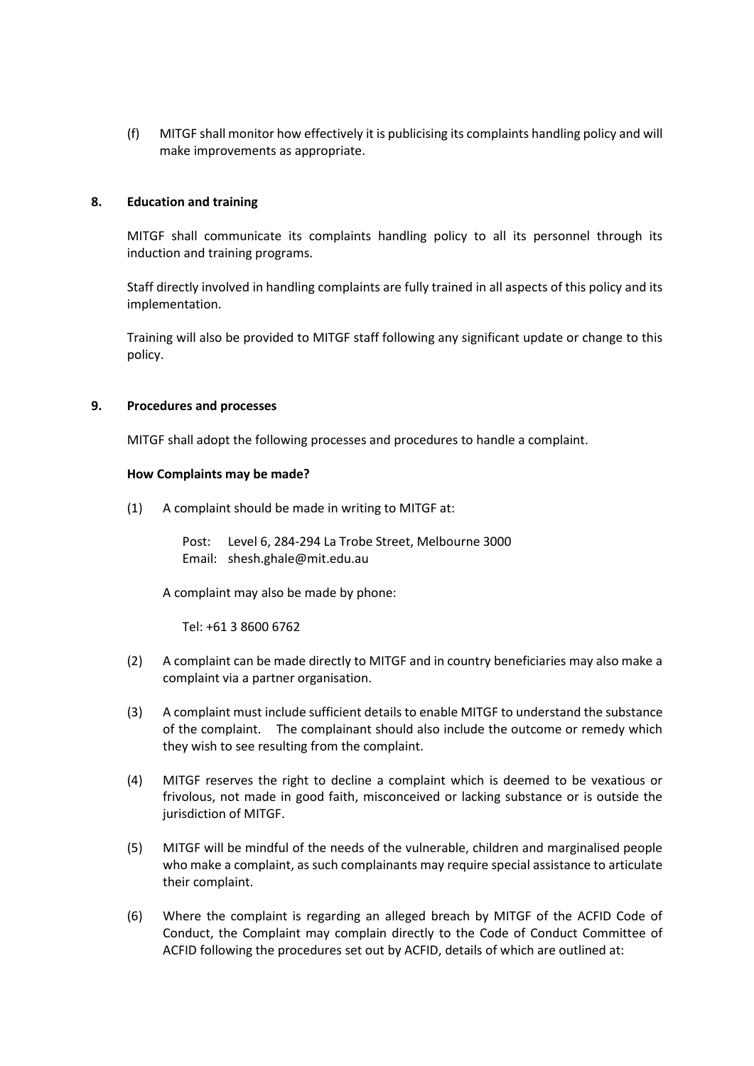(f) MITGF shall monitor how effectively it is publicising its complaints handling policy and will make improvements as appropriate.

## 8. Education and training

MITGF shall communicate its complaints handling policy to all its personnel through its induction and training programs.

Staff directly involved in handling complaints are fully trained in all aspects of this policy and its implementation.

Training will also be provided to MITGF staff following any significant update or change to this policy.

## 9. Procedures and processes

MITGF shall adopt the following processes and procedures to handle a complaint.

**How Complaints may be made?**

(1) A complaint should be made in writing to MITGF at:

Post: Level 6, 284-294 La Trobe Street, Melbourne 3000
Email: shesh.ghale@mit.edu.au

A complaint may also be made by phone:

Tel: +61 3 8600 6762

(2) A complaint can be made directly to MITGF and in country beneficiaries may also make a complaint via a partner organisation.

(3) A complaint must include sufficient details to enable MITGF to understand the substance of the complaint. The complainant should also include the outcome or remedy which they wish to see resulting from the complaint.

(4) MITGF reserves the right to decline a complaint which is deemed to be vexatious or frivolous, not made in good faith, misconceived or lacking substance or is outside the jurisdiction of MITGF.

(5) MITGF will be mindful of the needs of the vulnerable, children and marginalised people who make a complaint, as such complainants may require special assistance to articulate their complaint.

(6) Where the complaint is regarding an alleged breach by MITGF of the ACFID Code of Conduct, the Complaint may complain directly to the Code of Conduct Committee of ACFID following the procedures set out by ACFID, details of which are outlined at: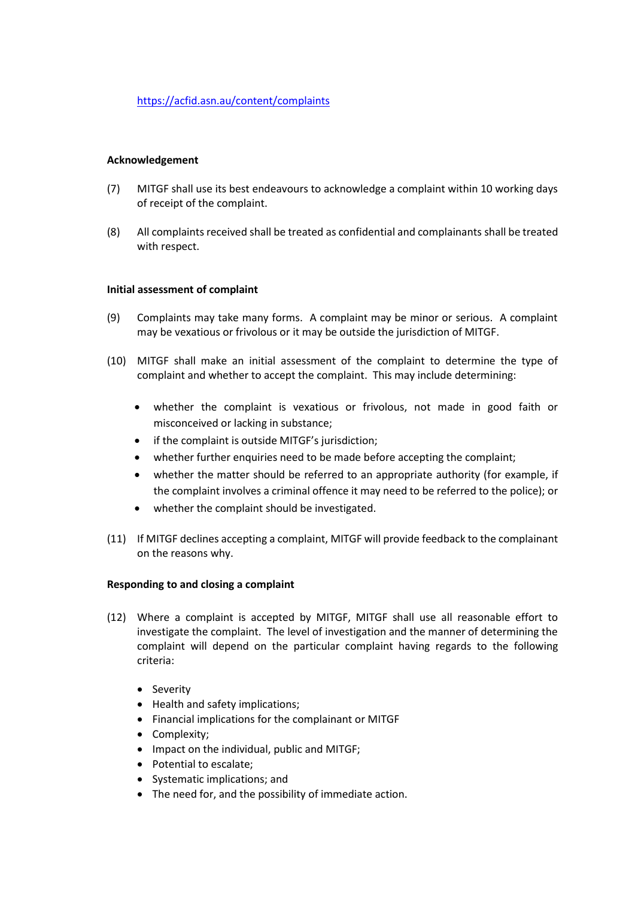https://acfid.asn.au/content/complaints

**Acknowledgement**

(7) MITGF shall use its best endeavours to acknowledge a complaint within 10 working days of receipt of the complaint.

(8) All complaints received shall be treated as confidential and complainants shall be treated with respect.

**Initial assessment of complaint**

(9) Complaints may take many forms. A complaint may be minor or serious. A complaint may be vexatious or frivolous or it may be outside the jurisdiction of MITGF.

(10) MITGF shall make an initial assessment of the complaint to determine the type of complaint and whether to accept the complaint. This may include determining:

- whether the complaint is vexatious or frivolous, not made in good faith or misconceived or lacking in substance;
- if the complaint is outside MITGF's jurisdiction;
- whether further enquiries need to be made before accepting the complaint;
- whether the matter should be referred to an appropriate authority (for example, if the complaint involves a criminal offence it may need to be referred to the police); or
- whether the complaint should be investigated.

(11) If MITGF declines accepting a complaint, MITGF will provide feedback to the complainant on the reasons why.

**Responding to and closing a complaint**

(12) Where a complaint is accepted by MITGF, MITGF shall use all reasonable effort to investigate the complaint. The level of investigation and the manner of determining the complaint will depend on the particular complaint having regards to the following criteria:

- Severity
- Health and safety implications;
- Financial implications for the complainant or MITGF
- Complexity;
- Impact on the individual, public and MITGF;
- Potential to escalate;
- Systematic implications; and
- The need for, and the possibility of immediate action.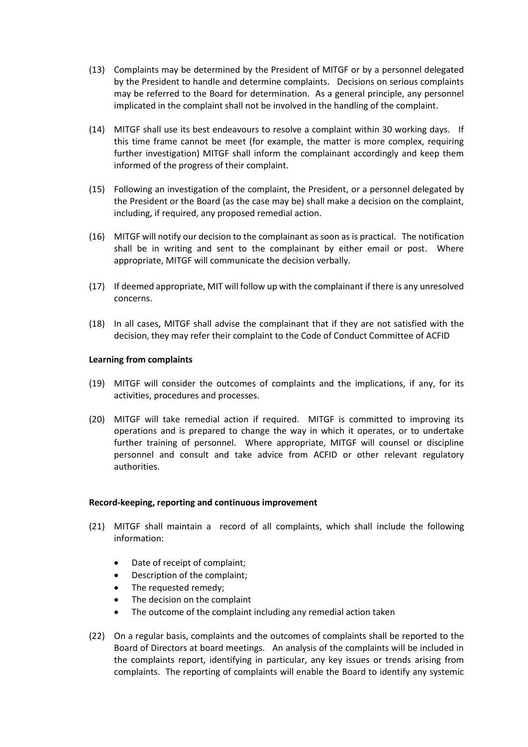(13) Complaints may be determined by the President of MITGF or by a personnel delegated by the President to handle and determine complaints. Decisions on serious complaints may be referred to the Board for determination. As a general principle, any personnel implicated in the complaint shall not be involved in the handling of the complaint.

(14) MITGF shall use its best endeavours to resolve a complaint within 30 working days. If this time frame cannot be meet (for example, the matter is more complex, requiring further investigation) MITGF shall inform the complainant accordingly and keep them informed of the progress of their complaint.

(15) Following an investigation of the complaint, the President, or a personnel delegated by the President or the Board (as the case may be) shall make a decision on the complaint, including, if required, any proposed remedial action.

(16) MITGF will notify our decision to the complainant as soon as is practical. The notification shall be in writing and sent to the complainant by either email or post. Where appropriate, MITGF will communicate the decision verbally.

(17) If deemed appropriate, MIT will follow up with the complainant if there is any unresolved concerns.

(18) In all cases, MITGF shall advise the complainant that if they are not satisfied with the decision, they may refer their complaint to the Code of Conduct Committee of ACFID

**Learning from complaints**

(19) MITGF will consider the outcomes of complaints and the implications, if any, for its activities, procedures and processes.

(20) MITGF will take remedial action if required. MITGF is committed to improving its operations and is prepared to change the way in which it operates, or to undertake further training of personnel. Where appropriate, MITGF will counsel or discipline personnel and consult and take advice from ACFID or other relevant regulatory authorities.

**Record-keeping, reporting and continuous improvement**

(21) MITGF shall maintain a record of all complaints, which shall include the following information:

- Date of receipt of complaint;
- Description of the complaint;
- The requested remedy;
- The decision on the complaint
- The outcome of the complaint including any remedial action taken

(22) On a regular basis, complaints and the outcomes of complaints shall be reported to the Board of Directors at board meetings. An analysis of the complaints will be included in the complaints report, identifying in particular, any key issues or trends arising from complaints. The reporting of complaints will enable the Board to identify any systemic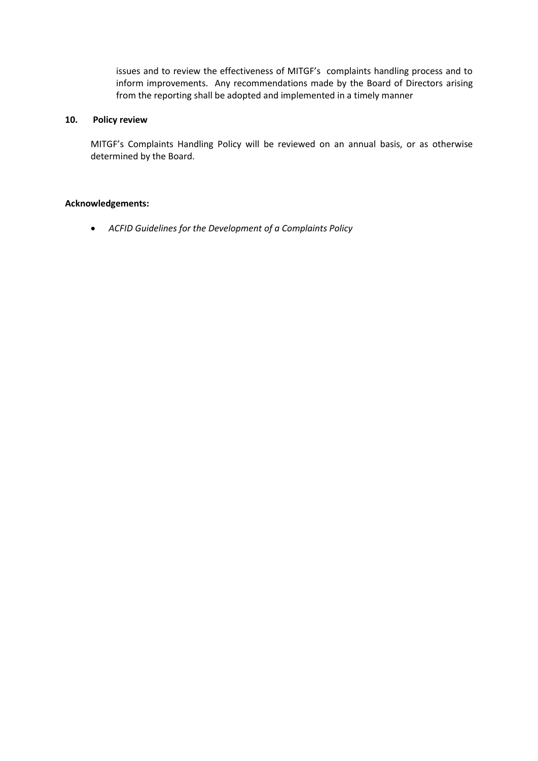issues and to review the effectiveness of MITGF's complaints handling process and to inform improvements. Any recommendations made by the Board of Directors arising from the reporting shall be adopted and implemented in a timely manner

**10. Policy review**

MITGF's Complaints Handling Policy will be reviewed on an annual basis, or as otherwise determined by the Board.

**Acknowledgements:**

- *ACFID Guidelines for the Development of a Complaints Policy*